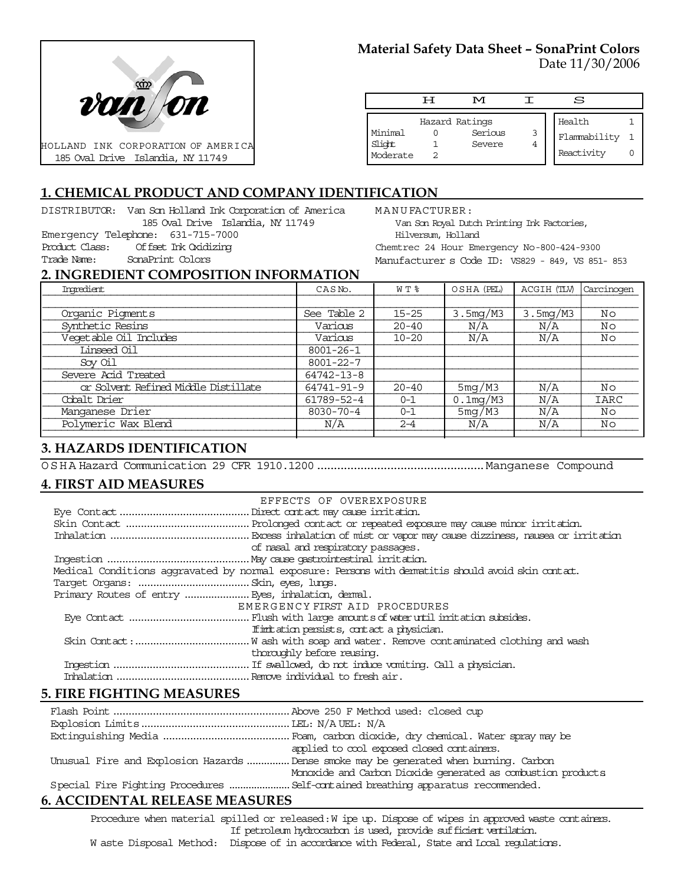HOLLAND INK CORPORATION OF AMERICA
185 Oval Drive Islandia, NY 11749

**Material Safety Data Sheet – SonaPrint Colors**
Date 11/30/2006

| H M I S | | | | | |
|---|---|---|---|---|---|
| Hazard Ratings | | | | Health | 1 |
| Minimal | 0 | Serious | 3 | Flammability | 1 |
| Slight | 1 | Severe | 4 | Reactivity | 0 |
| Moderate | 2 | | | | |

## 1. CHEMICAL PRODUCT AND COMPANY IDENTIFICATION

DISTRIBUTOR: Van Son Holland Ink Corporation of America
185 Oval Drive Islandia, NY 11749
Emergency Telephone: 631-715-7000
Product Class: Offset Ink Oxidizing
Trade Name: SonaPrint Colors

MANUFACTURER:
Van Son Royal Dutch Printing Ink Factories,
Hilversum, Holland
Chemtrec 24 Hour Emergency No-800-424-9300
Manufacturer s Code ID: VS829 - 849, VS 851- 853

## 2. INGREDIENT COMPOSITION INFORMATION

| Ingredient | CAS No. | WT % | OSHA (PEL) | ACGIH (TLV) | Carcinogen |
|---|---|---|---|---|---|
| Organic Pigments | See Table 2 | 15-25 | 3.5mg/M3 | 3.5mg/M3 | No |
| Synthetic Resins | Various | 20-40 | N/A | N/A | No |
| Vegetable Oil Includes | Various | 10-20 | N/A | N/A | No |
| Linseed Oil | 8001-26-1 | | | | |
| Soy Oil | 8001-22-7 | | | | |
| Severe Acid Treated | 64742-13-8 | | | | |
| or Solvent Refined Middle Distillate | 64741-91-9 | 20-40 | 5mg/M3 | N/A | No |
| Cobalt Drier | 61789-52-4 | 0-1 | 0.1mg/M3 | N/A | IARC |
| Manganese Drier | 8030-70-4 | 0-1 | 5mg/M3 | N/A | No |
| Polymeric Wax Blend | N/A | 2-4 | N/A | N/A | No |

## 3. HAZARDS IDENTIFICATION

OSHA Hazard Communication 29 CFR 1910.1200 .................................................. Manganese Compound

## 4. FIRST AID MEASURES

EFFECTS OF OVEREXPOSURE

Eye Contact .......................................... Direct contact may cause irritation.
Skin Contact ......................................... Prolonged contact or repeated exposure may cause minor irritation.
Inhalation ............................................. Excess inhalation of mist or vapor may cause dizziness, nausea or irritation of nasal and respiratory passages.
Ingestion .............................................. May cause gastrointestinal irritation.
Medical Conditions aggravated by normal exposure: Persons with dermatitis should avoid skin contact.
Target Organs: ..................................... Skin, eyes, lungs.
Primary Routes of entry ..................... Eyes, inhalation, dermal.

EMERGENCY FIRST AID PROCEDURES

Eye Contact ........................................ Flush with large amounts of water until irritation subsides. If irritation persists, contact a physician.
Skin Contact: ...................................... Wash with soap and water. Remove contaminated clothing and wash thoroughly before reusing.
Ingestion ............................................ If swallowed, do not induce vomiting. Call a physician.
Inhalation ........................................... Remove individual to fresh air.

## 5. FIRE FIGHTING MEASURES

Flash Point .......................................................... Above 250 F Method used: closed cup
Explosion Limits ................................................ LEL: N/A UEL: N/A
Extinguishing Media .......................................... Foam, carbon dioxide, dry chemical. Water spray may be applied to cool exposed closed containers.
Unusual Fire and Explosion Hazards .............. Dense smoke may be generated when burning. Carbon Monoxide and Carbon Dioxide generated as combustion products
Special Fire Fighting Procedures ..................... Self-contained breathing apparatus recommended.

## 6. ACCIDENTAL RELEASE MEASURES

Procedure when material spilled or released: Wipe up. Dispose of wipes in approved waste containers. If petroleum hydrocarbon is used, provide sufficient ventilation.
Waste Disposal Method: Dispose of in accordance with Federal, State and Local regulations.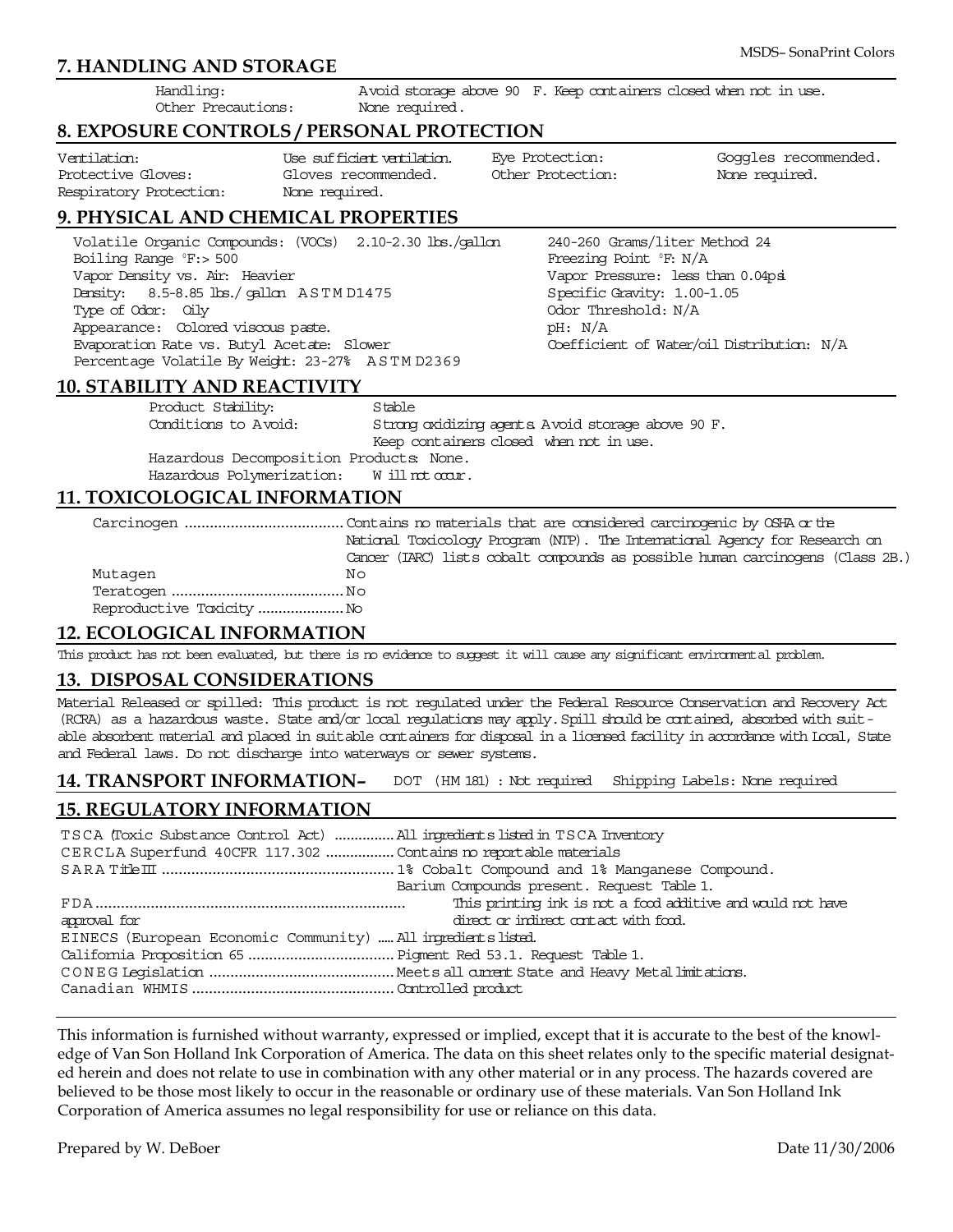## 7. HANDLING AND STORAGE

| | |
|---|---|
| Handling: | Avoid storage above 90 F. Keep containers closed when not in use. |
| Other Precautions: | None required. |

## 8. EXPOSURE CONTROLS / PERSONAL PROTECTION

| | | | |
|---|---|---|---|
| Ventilation: | Use sufficient ventilation. | Eye Protection: | Goggles recommended. |
| Protective Gloves: | Gloves recommended. | Other Protection: | None required. |
| Respiratory Protection: | None required. | | |

## 9. PHYSICAL AND CHEMICAL PROPERTIES

Volatile Organic Compounds: (VOCs) 2.10-2.30 lbs./gallon

240-260 Grams/liter Method 24

Boiling Range °F:> 500

Freezing Point °F: N/A

Vapor Density vs. Air: Heavier

Vapor Pressure: less than 0.04psi

Density: 8.5-8.85 lbs./ gallon ASTM D1475

Specific Gravity: 1.00-1.05

Type of Odor: Oily

Odor Threshold: N/A

Appearance: Colored viscous paste.

pH: N/A

Evaporation Rate vs. Butyl Acetate: Slower

Coefficient of Water/oil Distribution: N/A

Percentage Volatile By Weight: 23-27% ASTM D2369

## 10. STABILITY AND REACTIVITY

Product Stability: Stable

Conditions to Avoid: Strong oxidizing agents. Avoid storage above 90 F. Keep containers closed when not in use.

Hazardous Decomposition Products: None.

Hazardous Polymerization: Will not occur.

## 11. TOXICOLOGICAL INFORMATION

Carcinogen ...................................... Contains no materials that are considered carcinogenic by OSHA or the National Toxicology Program (NTP). The International Agency for Research on Cancer (IARC) lists cobalt compounds as possible human carcinogens (Class 2B.)

Mutagen No

Teratogen ......................................... No

Reproductive Toxicity .................... No

## 12. ECOLOGICAL INFORMATION

This product has not been evaluated, but there is no evidence to suggest it will cause any significant environmental problem.

## 13. DISPOSAL CONSIDERATIONS

Material Released or spilled: This product is not regulated under the Federal Resource Conservation and Recovery Act (RCRA) as a hazardous waste. State and/or local regulations may apply. Spill should be contained, absorbed with suitable absorbent material and placed in suitable containers for disposal in a licensed facility in accordance with Local, State and Federal laws. Do not discharge into waterways or sewer systems.

## 14. TRANSPORT INFORMATION– DOT (HM 181) : Not required Shipping Labels: None required

## 15. REGULATORY INFORMATION

TSCA (Toxic Substance Control Act) ............... All ingredients listed in TSCA Inventory

CERCLA Superfund 40CFR 117.302 ................ Contains no reportable materials

SARA Title III ....................................................... 1% Cobalt Compound and 1% Manganese Compound. Barium Compounds present. Request Table 1.

FDA ......................................................................... This printing ink is not a food additive and would not have approval for direct or indirect contact with food.

EINECS (European Economic Community) ..... All ingredients listed.

California Proposition 65 .................................. Pigment Red 53.1. Request Table 1.

CONEG Legislation ............................................ Meets all current State and Heavy Metal limitations.

Canadian WHMIS ................................................ Controlled product

This information is furnished without warranty, expressed or implied, except that it is accurate to the best of the knowledge of Van Son Holland Ink Corporation of America. The data on this sheet relates only to the specific material designated herein and does not relate to use in combination with any other material or in any process. The hazards covered are believed to be those most likely to occur in the reasonable or ordinary use of these materials. Van Son Holland Ink Corporation of America assumes no legal responsibility for use or reliance on this data.

Prepared by W. DeBoer

Date 11/30/2006